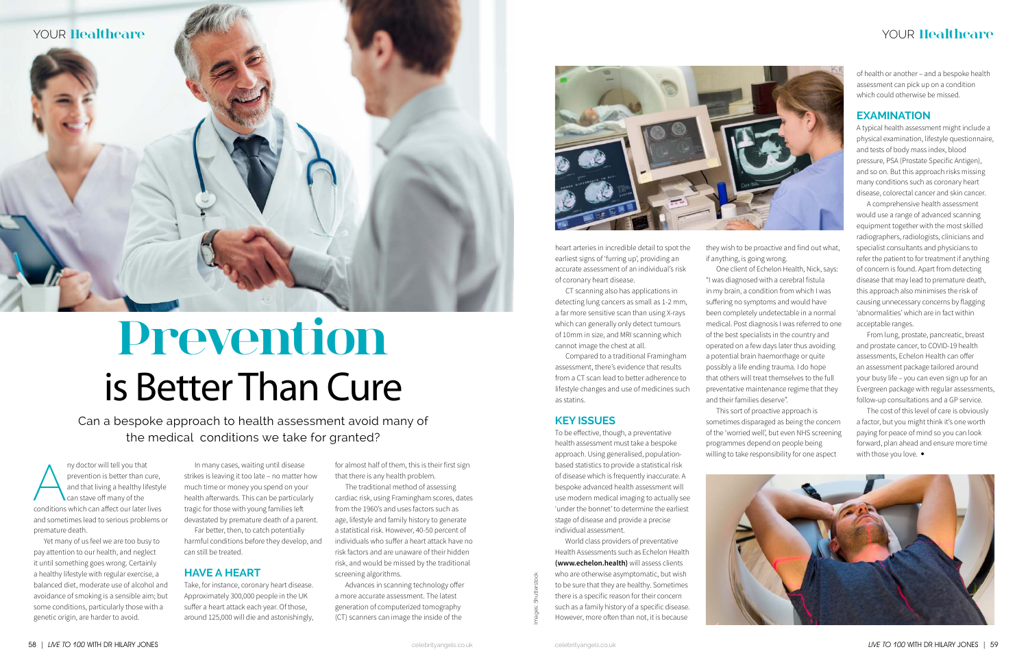# Prevention is Better Than Cure

Can a bespoke approach to health assessment avoid many of the medical conditions we take for granted?

Any doctor will tell you that prevention is better than cure, and that living a healthy lifestyle can stave off many of the conditions which can affect our later lives and sometimes lead to serious problems or premature death.

Yet many of us feel we are too busy to pay attention to our health, and neglect it until something goes wrong. Certainly a healthy lifestyle with regular exercise, a balanced diet, moderate use of alcohol and avoidance of smoking is a sensible aim; but some conditions, particularly those with a genetic origin, are harder to avoid.

In many cases, waiting until disease strikes is leaving it too late – no matter how much time or money you spend on your health afterwards. This can be particularly tragic for those with young families left devastated by premature death of a parent.

Far better, then, to catch potentially harmful conditions before they develop, and can still be treated.

## HAVE A HEART

Take, for instance, coronary heart disease. Approximately 300,000 people in the UK suffer a heart attack each year. Of those, around 125,000 will die and astonishingly, for almost half of them, this is their first sign that there is any health problem.

The traditional method of assessing cardiac risk, using Framingham scores, dates from the 1960's and uses factors such as age, lifestyle and family history to generate a statistical risk. However, 40-50 percent of individuals who suffer a heart attack have no risk factors and are unaware of their hidden risk, and would be missed by the traditional screening algorithms.

Advances in scanning technology offer a more accurate assessment. The latest generation of computerized tomography (CT) scanners can image the inside of the heart arteries in incredible detail to spot the earliest signs of 'furring up', providing an accurate assessment of an individual's risk of coronary heart disease.

CT scanning also has applications in detecting lung cancers as small as 1-2 mm, a far more sensitive scan than using X-rays which can generally only detect tumours of 10mm in size, and MRI scanning which cannot image the chest at all.

Compared to a traditional Framingham assessment, there's evidence that results from a CT scan lead to better adherence to lifestyle changes and use of medicines such as statins.

## KEY ISSUES

To be effective, though, a preventative health assessment must take a bespoke approach. Using generalised, population-based statistics to provide a statistical risk of disease which is frequently inaccurate. A bespoke advanced health assessment will use modern medical imaging to actually see 'under the bonnet' to determine the earliest stage of disease and provide a precise individual assessment.

World class providers of preventative Health Assessments such as Echelon Health **(www.echelon.health)** will assess clients who are otherwise asymptomatic, but wish to be sure that they are healthy. Sometimes there is a specific reason for their concern such as a family history of a specific disease. However, more often than not, it is because they wish to be proactive and find out what, if anything, is going wrong.

One client of Echelon Health, Nick, says: "I was diagnosed with a cerebral fistula in my brain, a condition from which I was suffering no symptoms and would have been completely undetectable in a normal medical. Post diagnosis I was referred to one of the best specialists in the country and operated on a few days later thus avoiding a potential brain haemorrhage or quite possibly a life ending trauma. I do hope that others will treat themselves to the full preventative maintenance regime that they and their families deserve".

This sort of proactive approach is sometimes disparaged as being the concern of the 'worried well', but even NHS screening programmes depend on people being willing to take responsibility for one aspect of health or another – and a bespoke health assessment can pick up on a condition which could otherwise be missed.

## EXAMINATION

A typical health assessment might include a physical examination, lifestyle questionnaire, and tests of body mass index, blood pressure, PSA (Prostate Specific Antigen), and so on. But this approach risks missing many conditions such as coronary heart disease, colorectal cancer and skin cancer.

A comprehensive health assessment would use a range of advanced scanning equipment together with the most skilled radiographers, radiologists, clinicians and specialist consultants and physicians to refer the patient to for treatment if anything of concern is found. Apart from detecting disease that may lead to premature death, this approach also minimises the risk of causing unnecessary concerns by flagging 'abnormalities' which are in fact within acceptable ranges.

From lung, prostate, pancreatic, breast and prostate cancer, to COVID-19 health assessments, Echelon Health can offer an assessment package tailored around your busy life – you can even sign up for an Evergreen package with regular assessments, follow-up consultations and a GP service.

The cost of this level of care is obviously a factor, but you might think it's one worth paying for peace of mind so you can look forward, plan ahead and ensure more time with those you love. •

Images: Shutterstock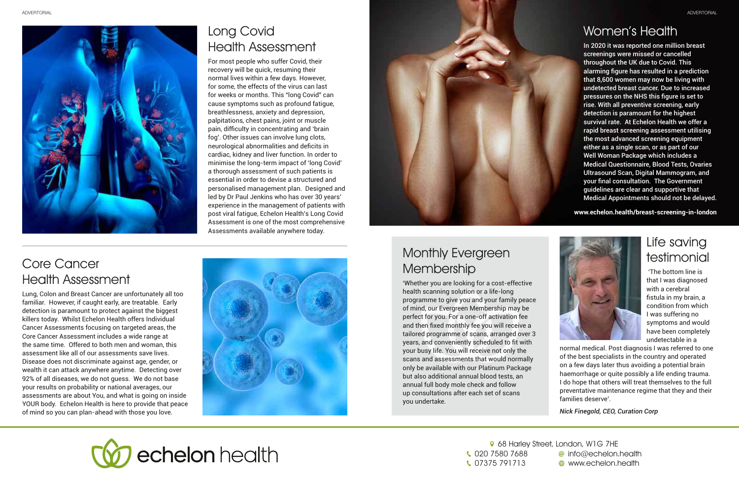## Long Covid Health Assessment

For most people who suffer Covid, their recovery will be quick, resuming their normal lives within a few days. However, for some, the effects of the virus can last for weeks or months. This "long Covid" can cause symptoms such as profound fatigue, breathlessness, anxiety and depression, palpitations, chest pains, joint or muscle pain, difficulty in concentrating and 'brain fog'. Other issues can involve lung clots, neurological abnormalities and deficits in cardiac, kidney and liver function. In order to minimise the long-term impact of 'long Covid' a thorough assessment of such patients is essential in order to devise a structured and personalised management plan. Designed and led by Dr Paul Jenkins who has over 30 years' experience in the management of patients with post viral fatigue, Echelon Health's Long Covid Assessment is one of the most comprehensive Assessments available anywhere today.

## Core Cancer Health Assessment

Lung, Colon and Breast Cancer are unfortunately all too familiar. However, if caught early, are treatable. Early detection is paramount to protect against the biggest killers today. Whilst Echelon Health offers Individual Cancer Assessments focusing on targeted areas, the Core Cancer Assessment includes a wide range at the same time. Offered to both men and woman, this assessment like all of our assessments save lives. Disease does not discriminate against age, gender, or wealth it can attack anywhere anytime. Detecting over 92% of all diseases, we do not guess. We do not base your results on probability or national averages, our assessments are about You, and what is going on inside YOUR body. Echelon Health is here to provide that peace of mind so you can plan-ahead with those you love.

## Women's Health

**In 2020 it was reported one million breast screenings were missed or cancelled throughout the UK due to Covid. This alarming figure has resulted in a prediction that 8,600 women may now be living with undetected breast cancer. Due to increased pressures on the NHS this figure is set to rise. With all preventive screening, early detection is paramount for the highest survival rate. At Echelon Health we offer a rapid breast screening assessment utilising the most advanced screening equipment either as a single scan, or as part of our Well Woman Package which includes a Medical Questionnaire, Blood Tests, Ovaries Ultrasound Scan, Digital Mammogram, and your final consultation. The Government guidelines are clear and supportive that Medical Appointments should not be delayed.**

**www.echelon.health/breast-screening-in-london**

## Monthly Evergreen Membership

'Whether you are looking for a cost-effective health scanning solution or a life-long programme to give you and your family peace of mind, our Evergreen Membership may be perfect for you. For a one-off activation fee and then fixed monthly fee you will receive a tailored programme of scans, arranged over 3 years, and conveniently scheduled to fit with your busy life. You will receive not only the scans and assessments that would normally only be available with our Platinum Package but also additional annual blood tests, an annual full body mole check and follow up consultations after each set of scans you undertake.

## Life saving testimonial

'The bottom line is that I was diagnosed with a cerebral fistula in my brain, a condition from which I was suffering no symptoms and would have been completely undetectable in a normal medical. Post diagnosis I was referred to one of the best specialists in the country and operated on a few days later thus avoiding a potential brain haemorrhage or quite possibly a life ending trauma. I do hope that others will treat themselves to the full preventative maintenance regime that they and their families deserve'.

*Nick Finegold, CEO, Curation Corp*

echelon health

68 Harley Street, London, W1G 7HE
020 7580 7688
07375 791713
info@echelon.health
www.echelon.health